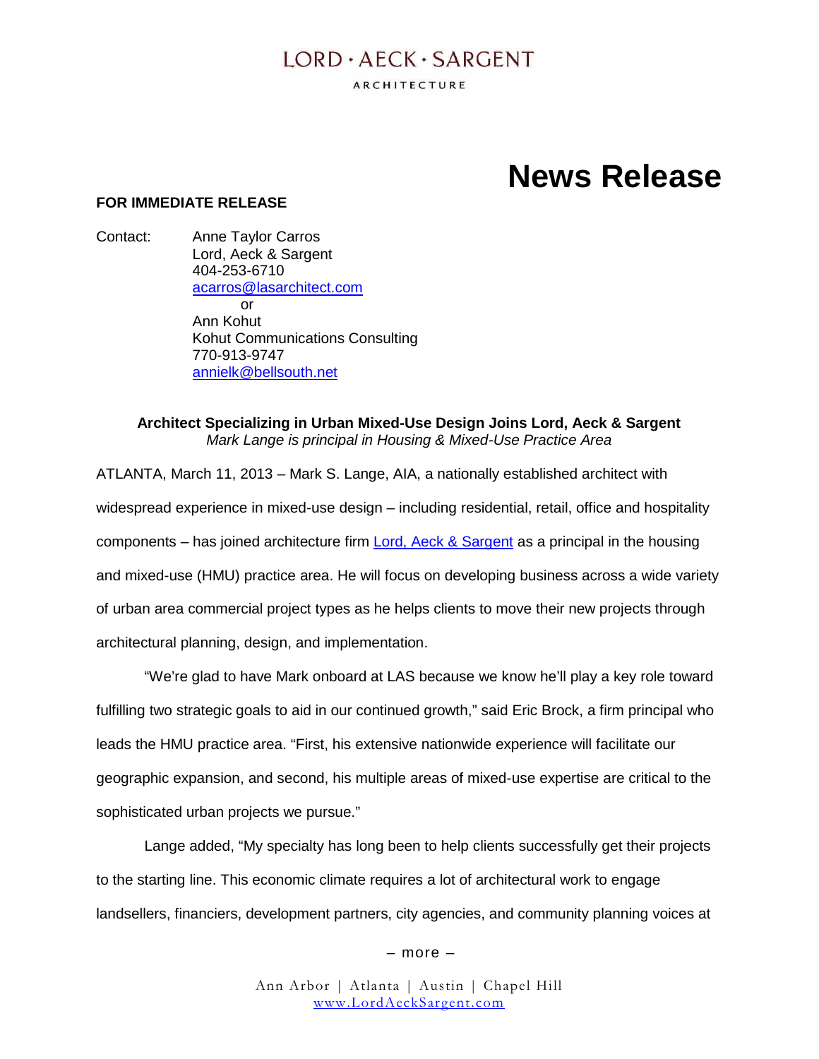LORD • AECK • SARGENT

ARCHITECTURE

# News Release

**FOR IMMEDIATE RELEASE**

Contact: Anne Taylor Carros
Lord, Aeck & Sargent
404-253-6710
acarros@lasarchitect.com
or
Ann Kohut
Kohut Communications Consulting
770-913-9747
annielk@bellsouth.net

**Architect Specializing in Urban Mixed-Use Design Joins Lord, Aeck & Sargent**
*Mark Lange is principal in Housing & Mixed-Use Practice Area*

ATLANTA, March 11, 2013 – Mark S. Lange, AIA, a nationally established architect with widespread experience in mixed-use design – including residential, retail, office and hospitality components – has joined architecture firm Lord, Aeck & Sargent as a principal in the housing and mixed-use (HMU) practice area. He will focus on developing business across a wide variety of urban area commercial project types as he helps clients to move their new projects through architectural planning, design, and implementation.

"We're glad to have Mark onboard at LAS because we know he'll play a key role toward fulfilling two strategic goals to aid in our continued growth," said Eric Brock, a firm principal who leads the HMU practice area. "First, his extensive nationwide experience will facilitate our geographic expansion, and second, his multiple areas of mixed-use expertise are critical to the sophisticated urban projects we pursue."

Lange added, "My specialty has long been to help clients successfully get their projects to the starting line. This economic climate requires a lot of architectural work to engage landsellers, financiers, development partners, city agencies, and community planning voices at

– more –

Ann Arbor | Atlanta | Austin | Chapel Hill
www.LordAeckSargent.com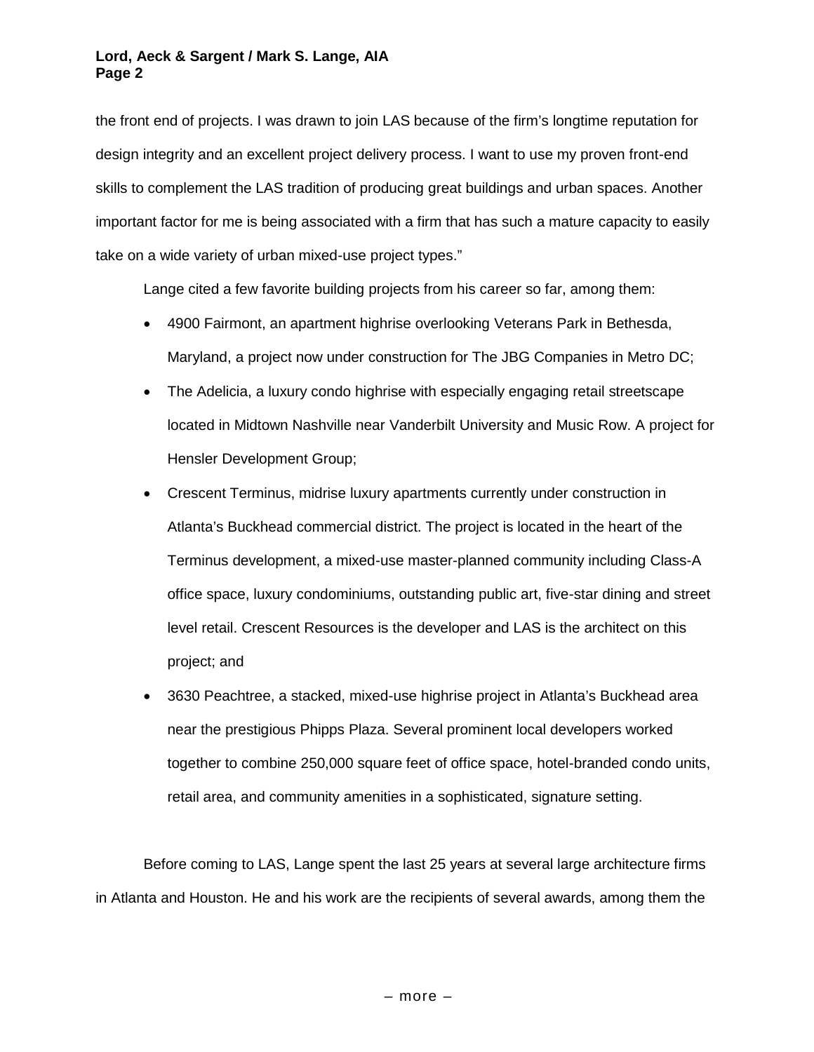the front end of projects. I was drawn to join LAS because of the firm's longtime reputation for design integrity and an excellent project delivery process. I want to use my proven front-end skills to complement the LAS tradition of producing great buildings and urban spaces. Another important factor for me is being associated with a firm that has such a mature capacity to easily take on a wide variety of urban mixed-use project types."

Lange cited a few favorite building projects from his career so far, among them:

- 4900 Fairmont, an apartment highrise overlooking Veterans Park in Bethesda, Maryland, a project now under construction for The JBG Companies in Metro DC;
- The Adelicia, a luxury condo highrise with especially engaging retail streetscape located in Midtown Nashville near Vanderbilt University and Music Row. A project for Hensler Development Group;
- Crescent Terminus, midrise luxury apartments currently under construction in Atlanta's Buckhead commercial district. The project is located in the heart of the Terminus development, a mixed-use master-planned community including Class-A office space, luxury condominiums, outstanding public art, five-star dining and street level retail. Crescent Resources is the developer and LAS is the architect on this project; and
- 3630 Peachtree, a stacked, mixed-use highrise project in Atlanta's Buckhead area near the prestigious Phipps Plaza. Several prominent local developers worked together to combine 250,000 square feet of office space, hotel-branded condo units, retail area, and community amenities in a sophisticated, signature setting.

Before coming to LAS, Lange spent the last 25 years at several large architecture firms in Atlanta and Houston. He and his work are the recipients of several awards, among them the

– more –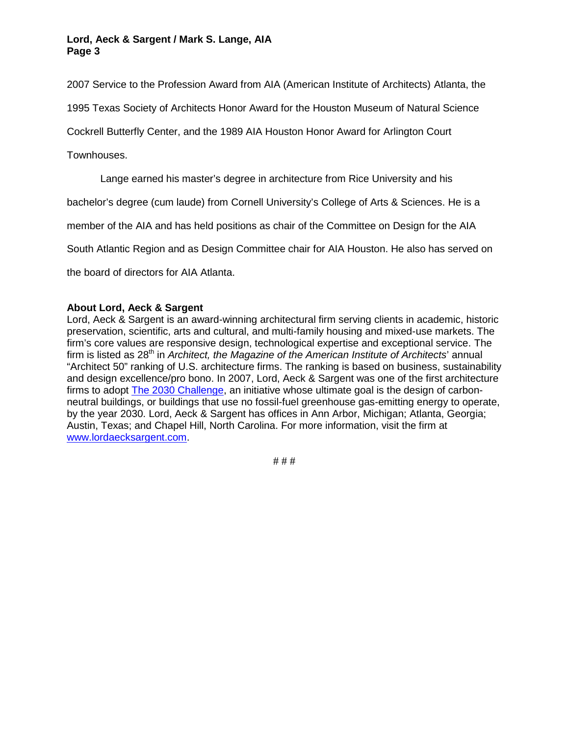2007 Service to the Profession Award from AIA (American Institute of Architects) Atlanta, the 1995 Texas Society of Architects Honor Award for the Houston Museum of Natural Science Cockrell Butterfly Center, and the 1989 AIA Houston Honor Award for Arlington Court Townhouses.

Lange earned his master's degree in architecture from Rice University and his bachelor's degree (cum laude) from Cornell University's College of Arts & Sciences. He is a member of the AIA and has held positions as chair of the Committee on Design for the AIA South Atlantic Region and as Design Committee chair for AIA Houston. He also has served on the board of directors for AIA Atlanta.

**About Lord, Aeck & Sargent**

Lord, Aeck & Sargent is an award-winning architectural firm serving clients in academic, historic preservation, scientific, arts and cultural, and multi-family housing and mixed-use markets. The firm's core values are responsive design, technological expertise and exceptional service. The firm is listed as 28th in *Architect, the Magazine of the American Institute of Architects*' annual "Architect 50" ranking of U.S. architecture firms. The ranking is based on business, sustainability and design excellence/pro bono. In 2007, Lord, Aeck & Sargent was one of the first architecture firms to adopt The 2030 Challenge, an initiative whose ultimate goal is the design of carbon-neutral buildings, or buildings that use no fossil-fuel greenhouse gas-emitting energy to operate, by the year 2030. Lord, Aeck & Sargent has offices in Ann Arbor, Michigan; Atlanta, Georgia; Austin, Texas; and Chapel Hill, North Carolina. For more information, visit the firm at www.lordaecksargent.com.

# # #